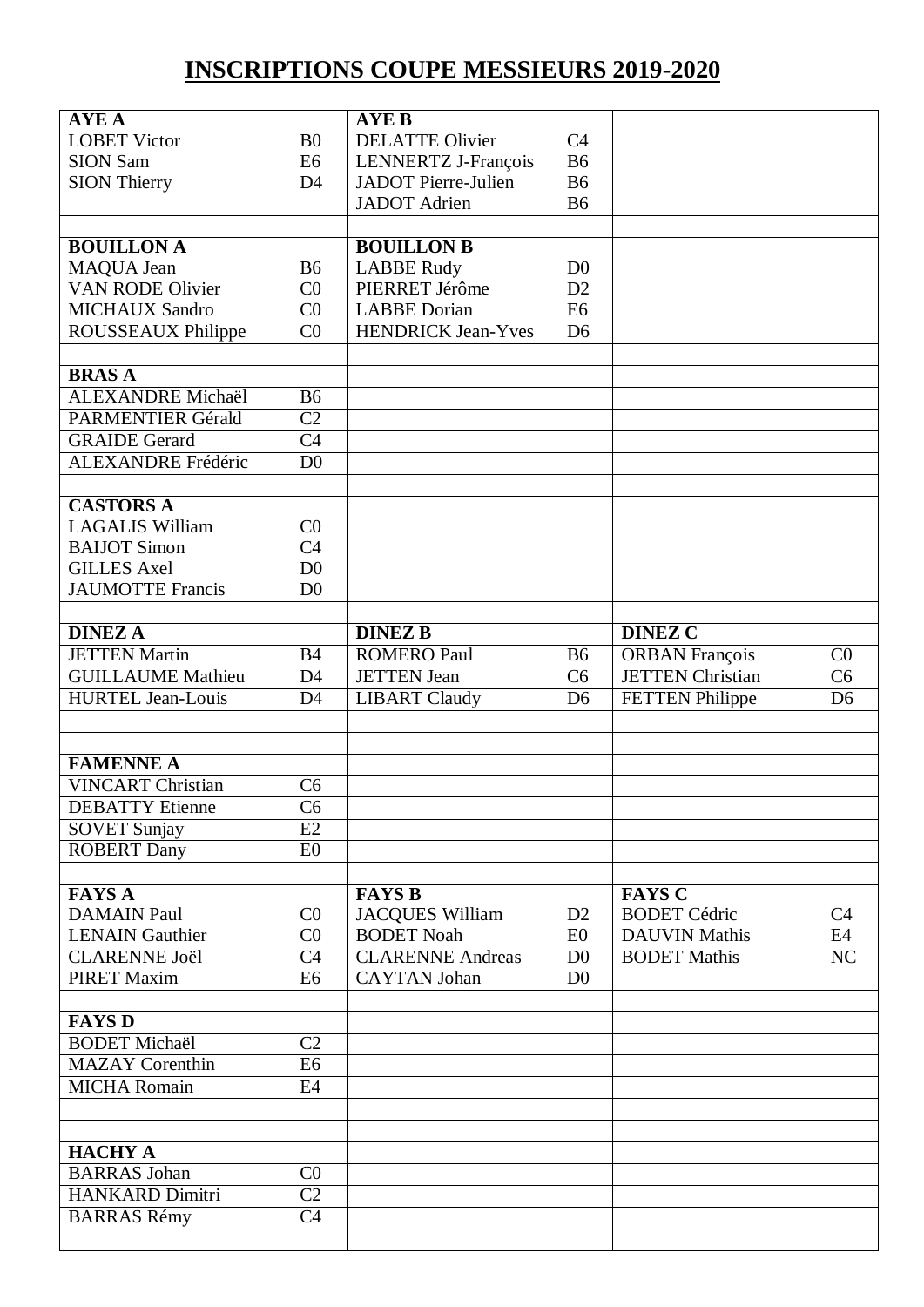# INSCRIPTIONS COUPE MESSIEURS 2019-2020

| | | | | | |
|---|---|---|---|---|---|
| **AYE A** | | **AYE B** | | | |
| LOBET Victor | B0 | DELATTE Olivier | C4 | | |
| SION Sam | E6 | LENNERTZ J-François | B6 | | |
| SION Thierry | D4 | JADOT Pierre-Julien | B6 | | |
| | | JADOT Adrien | B6 | | |
| | | | | | |
| **BOUILLON A** | | **BOUILLON B** | | | |
| MAQUA Jean | B6 | LABBE Rudy | D0 | | |
| VAN RODE Olivier | C0 | PIERRET Jérôme | D2 | | |
| MICHAUX Sandro | C0 | LABBE Dorian | E6 | | |
| ROUSSEAUX Philippe | C0 | HENDRICK Jean-Yves | D6 | | |
| | | | | | |
| **BRAS A** | | | | | |
| ALEXANDRE Michaël | B6 | | | | |
| PARMENTIER Gérald | C2 | | | | |
| GRAIDE Gerard | C4 | | | | |
| ALEXANDRE Frédéric | D0 | | | | |
| | | | | | |
| **CASTORS A** | | | | | |
| LAGALIS William | C0 | | | | |
| BAIJOT Simon | C4 | | | | |
| GILLES Axel | D0 | | | | |
| JAUMOTTE Francis | D0 | | | | |
| | | | | | |
| **DINEZ A** | | **DINEZ B** | | **DINEZ C** | |
| JETTEN Martin | B4 | ROMERO Paul | B6 | ORBAN François | C0 |
| GUILLAUME Mathieu | D4 | JETTEN Jean | C6 | JETTEN Christian | C6 |
| HURTEL Jean-Louis | D4 | LIBART Claudy | D6 | FETTEN Philippe | D6 |
| | | | | | |
| | | | | | |
| **FAMENNE A** | | | | | |
| VINCART Christian | C6 | | | | |
| DEBATTY Etienne | C6 | | | | |
| SOVET Sunjay | E2 | | | | |
| ROBERT Dany | E0 | | | | |
| | | | | | |
| **FAYS A** | | **FAYS B** | | **FAYS C** | |
| DAMAIN Paul | C0 | JACQUES William | D2 | BODET Cédric | C4 |
| LENAIN Gauthier | C0 | BODET Noah | E0 | DAUVIN Mathis | E4 |
| CLARENNE Joël | C4 | CLARENNE Andreas | D0 | BODET Mathis | NC |
| PIRET Maxim | E6 | CAYTAN Johan | D0 | | |
| | | | | | |
| **FAYS D** | | | | | |
| BODET Michaël | C2 | | | | |
| MAZAY Corenthin | E6 | | | | |
| MICHA Romain | E4 | | | | |
| | | | | | |
| | | | | | |
| **HACHY A** | | | | | |
| BARRAS Johan | C0 | | | | |
| HANKARD Dimitri | C2 | | | | |
| BARRAS Rémy | C4 | | | | |
| | | | | | |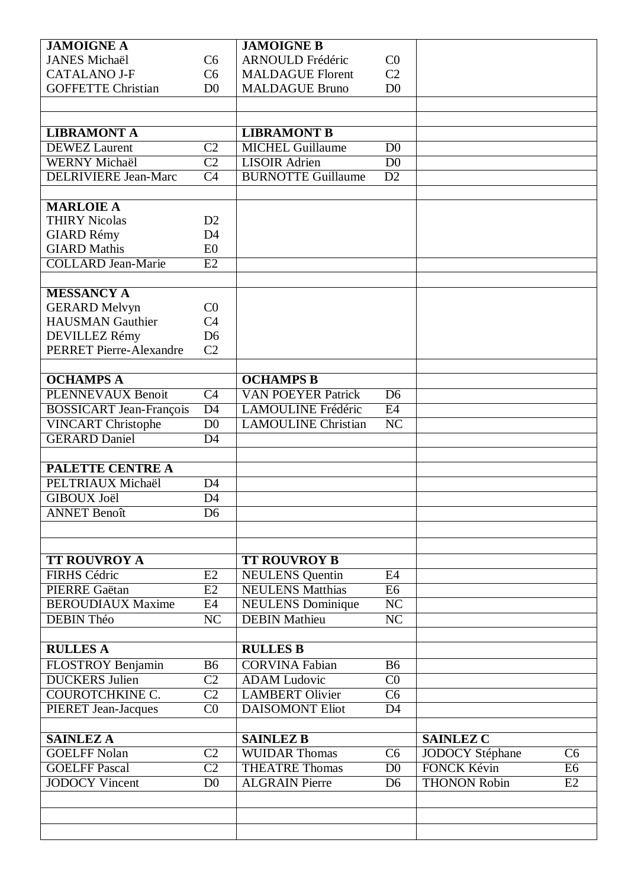| JAMOIGNE A | | JAMOIGNE B | | | |
|---|---|---|---|---|---|
| JANES Michaël | C6 | ARNOULD Frédéric | C0 | | |
| CATALANO J-F | C6 | MALDAGUE Florent | C2 | | |
| GOFFETTE Christian | D0 | MALDAGUE Bruno | D0 | | |
| | | | | | |
| | | | | | |
| **LIBRAMONT A** | | **LIBRAMONT B** | | | |
| DEWEZ Laurent | C2 | MICHEL Guillaume | D0 | | |
| WERNY Michaël | C2 | LISOIR Adrien | D0 | | |
| DELRIVIERE Jean-Marc | C4 | BURNOTTE Guillaume | D2 | | |
| | | | | | |
| **MARLOIE A** | | | | | |
| THIRY Nicolas | D2 | | | | |
| GIARD Rémy | D4 | | | | |
| GIARD Mathis | E0 | | | | |
| COLLARD Jean-Marie | E2 | | | | |
| | | | | | |
| **MESSANCY A** | | | | | |
| GERARD Melvyn | C0 | | | | |
| HAUSMAN Gauthier | C4 | | | | |
| DEVILLEZ Rémy | D6 | | | | |
| PERRET Pierre-Alexandre | C2 | | | | |
| | | | | | |
| **OCHAMPS A** | | **OCHAMPS B** | | | |
| PLENNEVAUX Benoit | C4 | VAN POEYER Patrick | D6 | | |
| BOSSICART Jean-François | D4 | LAMOULINE Frédéric | E4 | | |
| VINCART Christophe | D0 | LAMOULINE Christian | NC | | |
| GERARD Daniel | D4 | | | | |
| | | | | | |
| **PALETTE CENTRE A** | | | | | |
| PELTRIAUX Michaël | D4 | | | | |
| GIBOUX Joël | D4 | | | | |
| ANNET Benoît | D6 | | | | |
| | | | | | |
| | | | | | |
| **TT ROUVROY A** | | **TT ROUVROY B** | | | |
| FIRHS Cédric | E2 | NEULENS Quentin | E4 | | |
| PIERRE Gaëtan | E2 | NEULENS Matthias | E6 | | |
| BEROUDIAUX Maxime | E4 | NEULENS Dominique | NC | | |
| DEBIN Théo | NC | DEBIN Mathieu | NC | | |
| | | | | | |
| **RULLES A** | | **RULLES B** | | | |
| FLOSTROY Benjamin | B6 | CORVINA Fabian | B6 | | |
| DUCKERS Julien | C2 | ADAM Ludovic | C0 | | |
| COUROTCHKINE C. | C2 | LAMBERT Olivier | C6 | | |
| PIERET Jean-Jacques | C0 | DAISOMONT Eliot | D4 | | |
| | | | | | |
| **SAINLEZ A** | | **SAINLEZ B** | | **SAINLEZ C** | |
| GOELFF Nolan | C2 | WUIDAR Thomas | C6 | JODOCY Stéphane | C6 |
| GOELFF Pascal | C2 | THEATRE Thomas | D0 | FONCK Kévin | E6 |
| JODOCY Vincent | D0 | ALGRAIN Pierre | D6 | THONON Robin | E2 |
| | | | | | |
| | | | | | |
| | | | | | |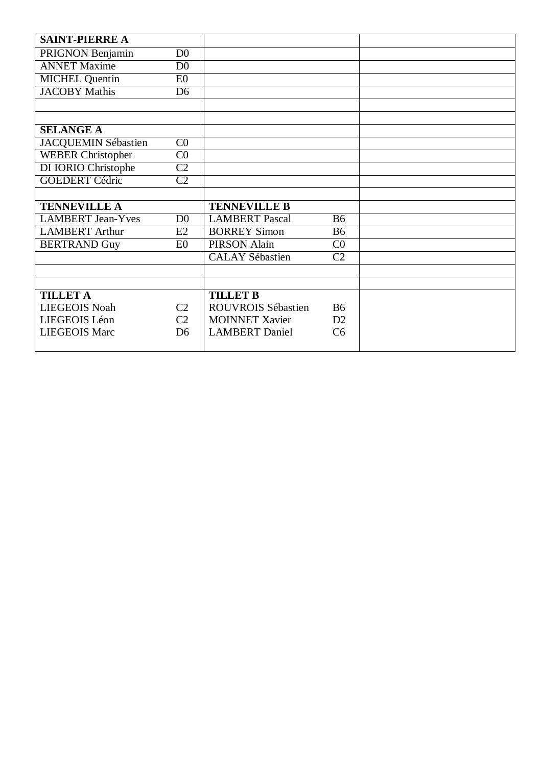| | | | | |
|---|---|---|---|---|
| **SAINT-PIERRE A** | | | | |
| PRIGNON Benjamin | D0 | | | |
| ANNET Maxime | D0 | | | |
| MICHEL Quentin | E0 | | | |
| JACOBY Mathis | D6 | | | |
| | | | | |
| | | | | |
| **SELANGE A** | | | | |
| JACQUEMIN Sébastien | C0 | | | |
| WEBER Christopher | C0 | | | |
| DI IORIO Christophe | C2 | | | |
| GOEDERT Cédric | C2 | | | |
| | | | | |
| **TENNEVILLE A** | | **TENNEVILLE B** | | |
| LAMBERT Jean-Yves | D0 | LAMBERT Pascal | B6 | |
| LAMBERT Arthur | E2 | BORREY Simon | B6 | |
| BERTRAND Guy | E0 | PIRSON Alain | C0 | |
| | | CALAY Sébastien | C2 | |
| | | | | |
| | | | | |
| **TILLET A** | | **TILLET B** | | |
| LIEGEOIS Noah | C2 | ROUVROIS Sébastien | B6 | |
| LIEGEOIS Léon | C2 | MOINNET Xavier | D2 | |
| LIEGEOIS Marc | D6 | LAMBERT Daniel | C6 | |